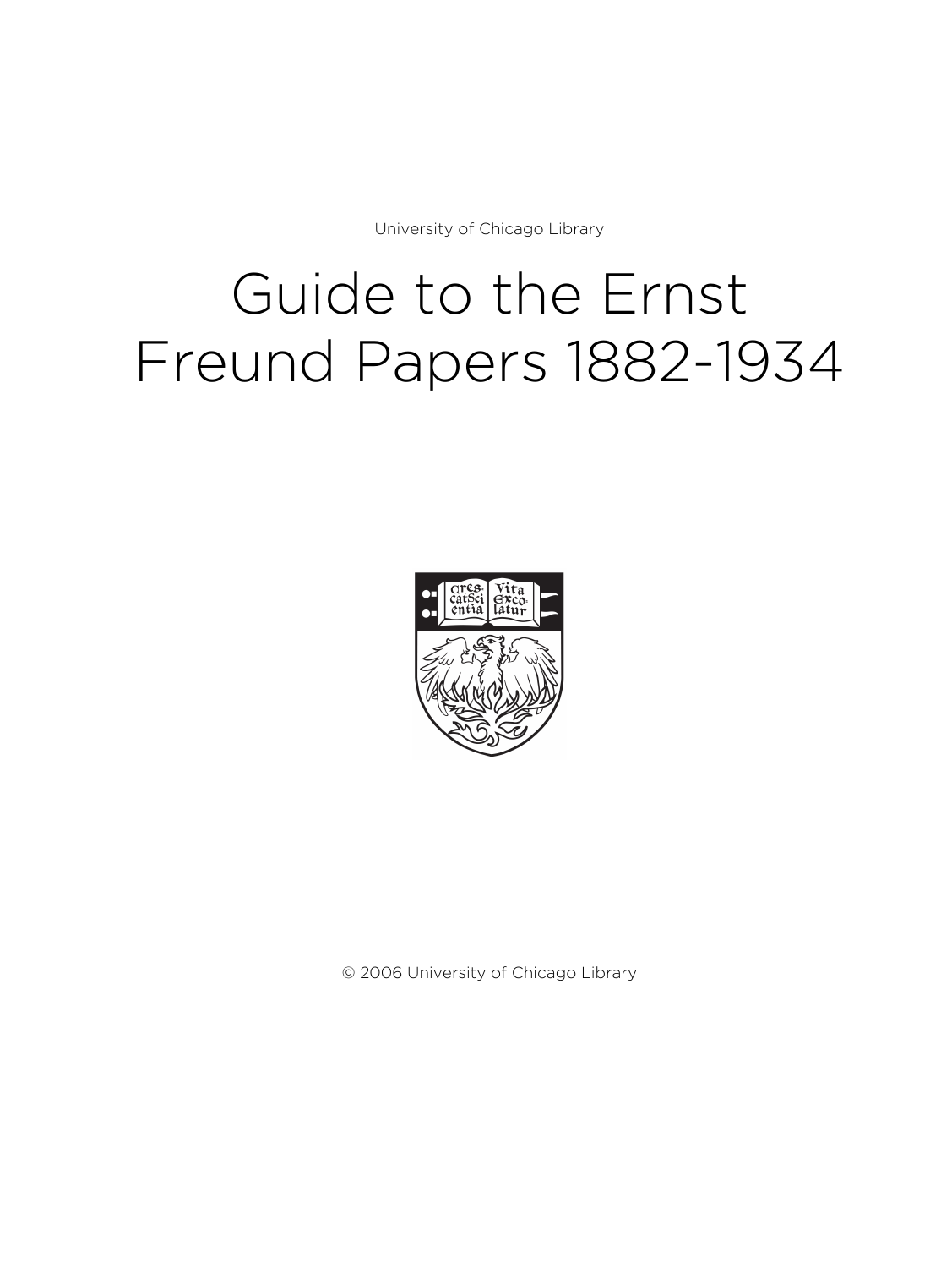University of Chicago Library

# Guide to the Ernst Freund Papers 1882-1934

© 2006 University of Chicago Library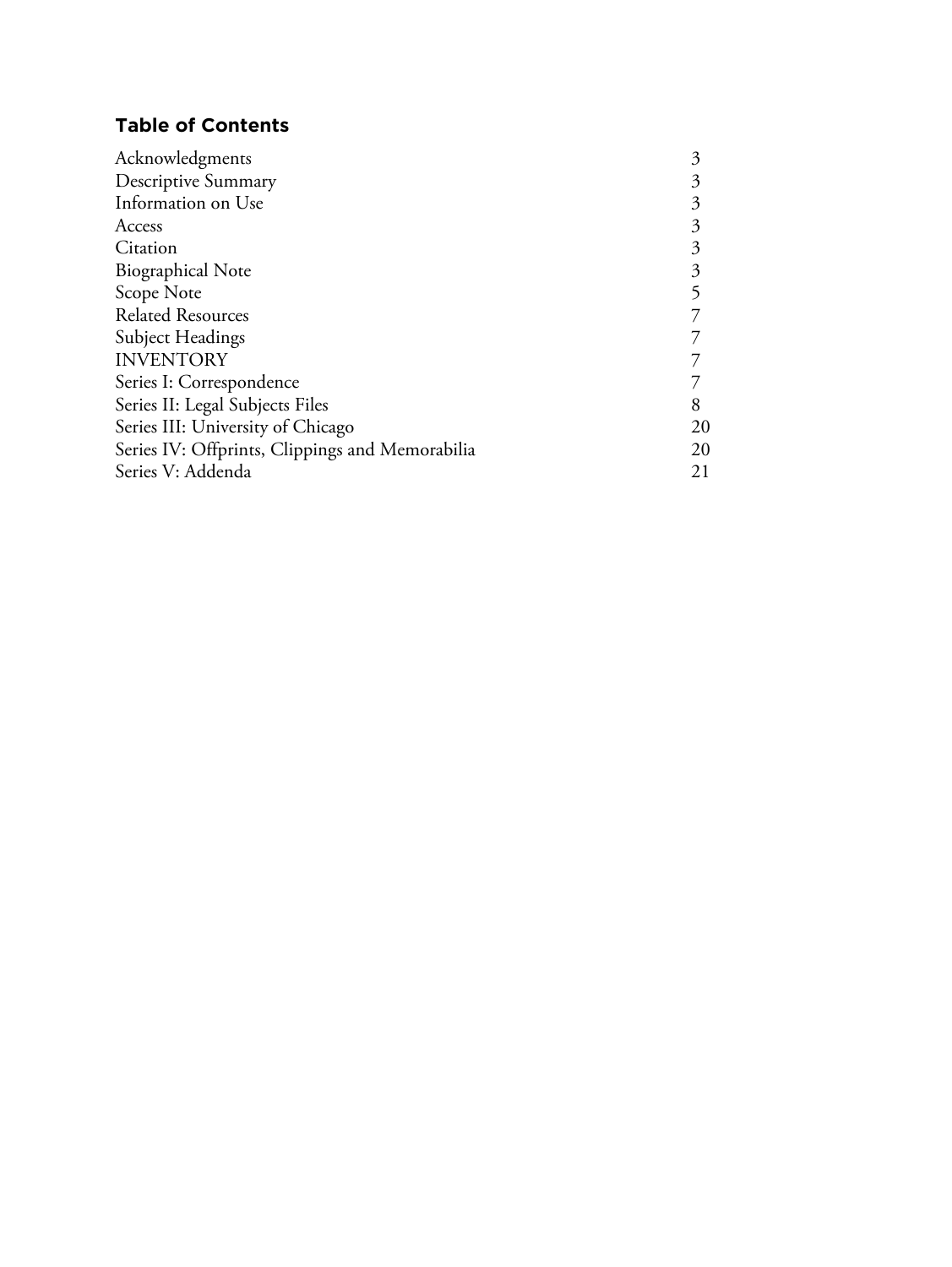## Table of Contents

| | |
|---|---|
| Acknowledgments | 3 |
| Descriptive Summary | 3 |
| Information on Use | 3 |
| Access | 3 |
| Citation | 3 |
| Biographical Note | 3 |
| Scope Note | 5 |
| Related Resources | 7 |
| Subject Headings | 7 |
| INVENTORY | 7 |
| Series I: Correspondence | 7 |
| Series II: Legal Subjects Files | 8 |
| Series III: University of Chicago | 20 |
| Series IV: Offprints, Clippings and Memorabilia | 20 |
| Series V: Addenda | 21 |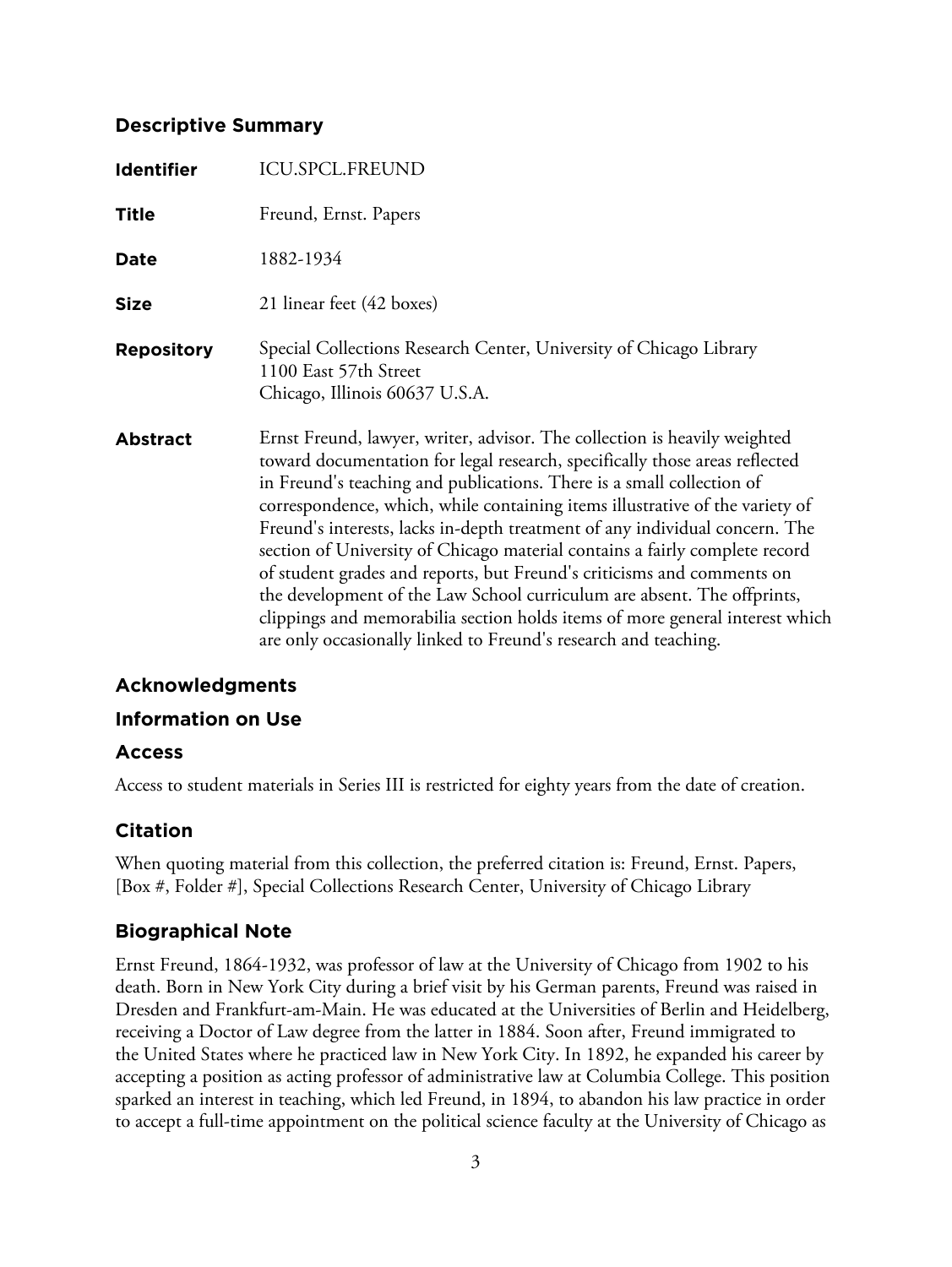## Descriptive Summary

| | |
|---|---|
| **Identifier** | ICU.SPCL.FREUND |
| **Title** | Freund, Ernst. Papers |
| **Date** | 1882-1934 |
| **Size** | 21 linear feet (42 boxes) |
| **Repository** | Special Collections Research Center, University of Chicago Library<br>1100 East 57th Street<br>Chicago, Illinois 60637 U.S.A. |
| **Abstract** | Ernst Freund, lawyer, writer, advisor. The collection is heavily weighted toward documentation for legal research, specifically those areas reflected in Freund's teaching and publications. There is a small collection of correspondence, which, while containing items illustrative of the variety of Freund's interests, lacks in-depth treatment of any individual concern. The section of University of Chicago material contains a fairly complete record of student grades and reports, but Freund's criticisms and comments on the development of the Law School curriculum are absent. The offprints, clippings and memorabilia section holds items of more general interest which are only occasionally linked to Freund's research and teaching. |

## Acknowledgments

## Information on Use

## Access

Access to student materials in Series III is restricted for eighty years from the date of creation.

## Citation

When quoting material from this collection, the preferred citation is: Freund, Ernst. Papers, [Box #, Folder #], Special Collections Research Center, University of Chicago Library

## Biographical Note

Ernst Freund, 1864-1932, was professor of law at the University of Chicago from 1902 to his death. Born in New York City during a brief visit by his German parents, Freund was raised in Dresden and Frankfurt-am-Main. He was educated at the Universities of Berlin and Heidelberg, receiving a Doctor of Law degree from the latter in 1884. Soon after, Freund immigrated to the United States where he practiced law in New York City. In 1892, he expanded his career by accepting a position as acting professor of administrative law at Columbia College. This position sparked an interest in teaching, which led Freund, in 1894, to abandon his law practice in order to accept a full-time appointment on the political science faculty at the University of Chicago as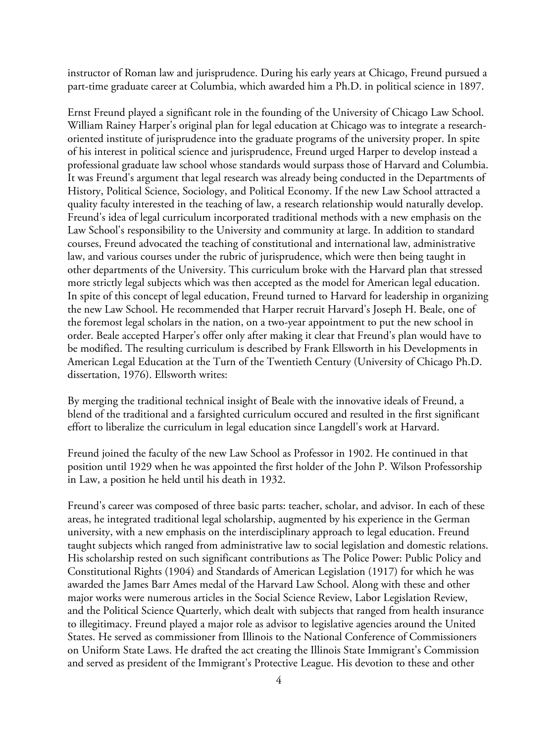instructor of Roman law and jurisprudence. During his early years at Chicago, Freund pursued a part-time graduate career at Columbia, which awarded him a Ph.D. in political science in 1897.

Ernst Freund played a significant role in the founding of the University of Chicago Law School. William Rainey Harper's original plan for legal education at Chicago was to integrate a research-oriented institute of jurisprudence into the graduate programs of the university proper. In spite of his interest in political science and jurisprudence, Freund urged Harper to develop instead a professional graduate law school whose standards would surpass those of Harvard and Columbia. It was Freund's argument that legal research was already being conducted in the Departments of History, Political Science, Sociology, and Political Economy. If the new Law School attracted a quality faculty interested in the teaching of law, a research relationship would naturally develop. Freund's idea of legal curriculum incorporated traditional methods with a new emphasis on the Law School's responsibility to the University and community at large. In addition to standard courses, Freund advocated the teaching of constitutional and international law, administrative law, and various courses under the rubric of jurisprudence, which were then being taught in other departments of the University. This curriculum broke with the Harvard plan that stressed more strictly legal subjects which was then accepted as the model for American legal education. In spite of this concept of legal education, Freund turned to Harvard for leadership in organizing the new Law School. He recommended that Harper recruit Harvard's Joseph H. Beale, one of the foremost legal scholars in the nation, on a two-year appointment to put the new school in order. Beale accepted Harper's offer only after making it clear that Freund's plan would have to be modified. The resulting curriculum is described by Frank Ellsworth in his Developments in American Legal Education at the Turn of the Twentieth Century (University of Chicago Ph.D. dissertation, 1976). Ellsworth writes:

By merging the traditional technical insight of Beale with the innovative ideals of Freund, a blend of the traditional and a farsighted curriculum occured and resulted in the first significant effort to liberalize the curriculum in legal education since Langdell's work at Harvard.

Freund joined the faculty of the new Law School as Professor in 1902. He continued in that position until 1929 when he was appointed the first holder of the John P. Wilson Professorship in Law, a position he held until his death in 1932.

Freund's career was composed of three basic parts: teacher, scholar, and advisor. In each of these areas, he integrated traditional legal scholarship, augmented by his experience in the German university, with a new emphasis on the interdisciplinary approach to legal education. Freund taught subjects which ranged from administrative law to social legislation and domestic relations. His scholarship rested on such significant contributions as The Police Power: Public Policy and Constitutional Rights (1904) and Standards of American Legislation (1917) for which he was awarded the James Barr Ames medal of the Harvard Law School. Along with these and other major works were numerous articles in the Social Science Review, Labor Legislation Review, and the Political Science Quarterly, which dealt with subjects that ranged from health insurance to illegitimacy. Freund played a major role as advisor to legislative agencies around the United States. He served as commissioner from Illinois to the National Conference of Commissioners on Uniform State Laws. He drafted the act creating the Illinois State Immigrant's Commission and served as president of the Immigrant's Protective League. His devotion to these and other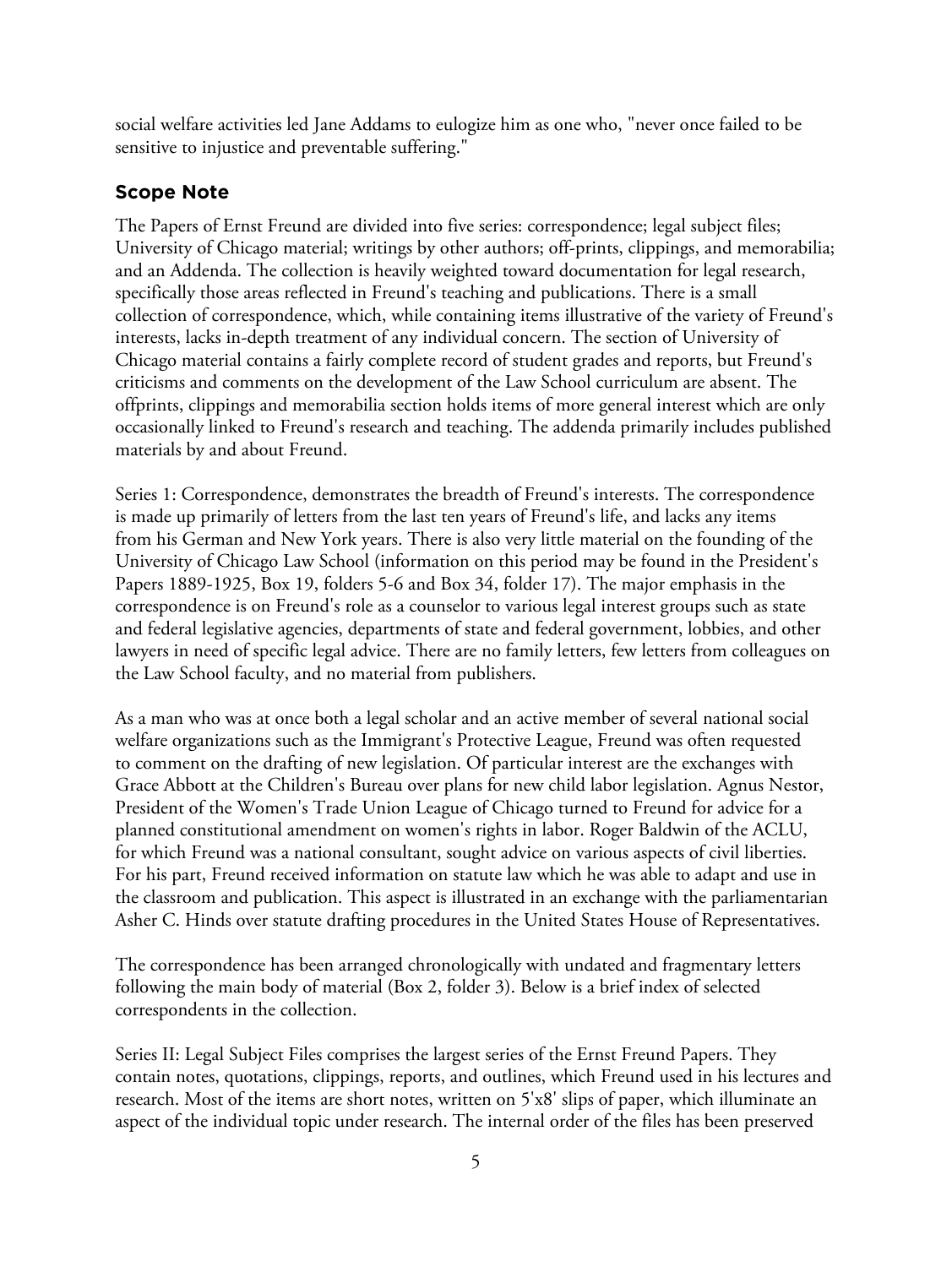social welfare activities led Jane Addams to eulogize him as one who, "never once failed to be sensitive to injustice and preventable suffering."

## Scope Note

The Papers of Ernst Freund are divided into five series: correspondence; legal subject files; University of Chicago material; writings by other authors; off-prints, clippings, and memorabilia; and an Addenda. The collection is heavily weighted toward documentation for legal research, specifically those areas reflected in Freund's teaching and publications. There is a small collection of correspondence, which, while containing items illustrative of the variety of Freund's interests, lacks in-depth treatment of any individual concern. The section of University of Chicago material contains a fairly complete record of student grades and reports, but Freund's criticisms and comments on the development of the Law School curriculum are absent. The offprints, clippings and memorabilia section holds items of more general interest which are only occasionally linked to Freund's research and teaching. The addenda primarily includes published materials by and about Freund.

Series 1: Correspondence, demonstrates the breadth of Freund's interests. The correspondence is made up primarily of letters from the last ten years of Freund's life, and lacks any items from his German and New York years. There is also very little material on the founding of the University of Chicago Law School (information on this period may be found in the President's Papers 1889-1925, Box 19, folders 5-6 and Box 34, folder 17). The major emphasis in the correspondence is on Freund's role as a counselor to various legal interest groups such as state and federal legislative agencies, departments of state and federal government, lobbies, and other lawyers in need of specific legal advice. There are no family letters, few letters from colleagues on the Law School faculty, and no material from publishers.

As a man who was at once both a legal scholar and an active member of several national social welfare organizations such as the Immigrant's Protective League, Freund was often requested to comment on the drafting of new legislation. Of particular interest are the exchanges with Grace Abbott at the Children's Bureau over plans for new child labor legislation. Agnus Nestor, President of the Women's Trade Union League of Chicago turned to Freund for advice for a planned constitutional amendment on women's rights in labor. Roger Baldwin of the ACLU, for which Freund was a national consultant, sought advice on various aspects of civil liberties. For his part, Freund received information on statute law which he was able to adapt and use in the classroom and publication. This aspect is illustrated in an exchange with the parliamentarian Asher C. Hinds over statute drafting procedures in the United States House of Representatives.

The correspondence has been arranged chronologically with undated and fragmentary letters following the main body of material (Box 2, folder 3). Below is a brief index of selected correspondents in the collection.

Series II: Legal Subject Files comprises the largest series of the Ernst Freund Papers. They contain notes, quotations, clippings, reports, and outlines, which Freund used in his lectures and research. Most of the items are short notes, written on 5'x8' slips of paper, which illuminate an aspect of the individual topic under research. The internal order of the files has been preserved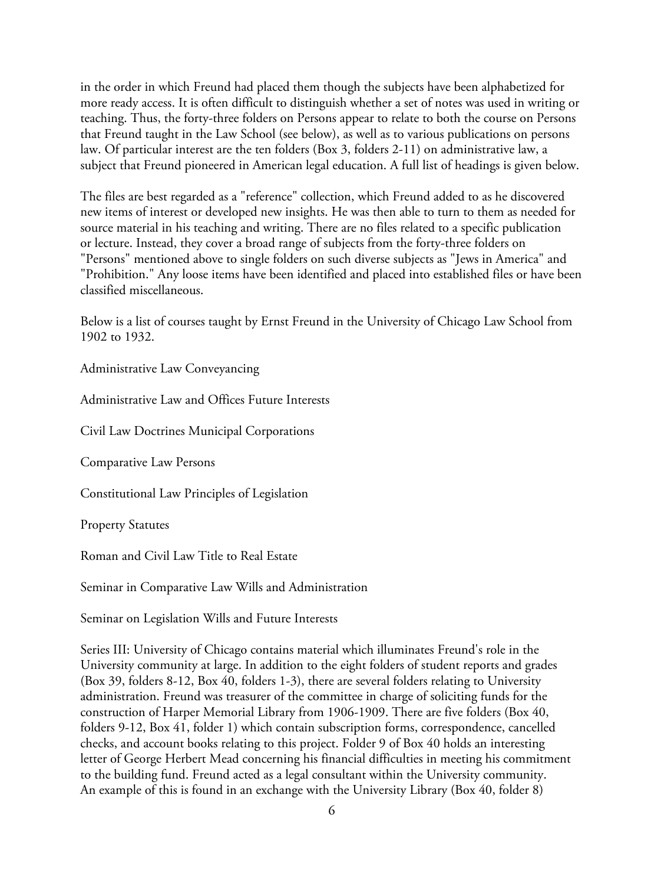in the order in which Freund had placed them though the subjects have been alphabetized for more ready access. It is often difficult to distinguish whether a set of notes was used in writing or teaching. Thus, the forty-three folders on Persons appear to relate to both the course on Persons that Freund taught in the Law School (see below), as well as to various publications on persons law. Of particular interest are the ten folders (Box 3, folders 2-11) on administrative law, a subject that Freund pioneered in American legal education. A full list of headings is given below.

The files are best regarded as a "reference" collection, which Freund added to as he discovered new items of interest or developed new insights. He was then able to turn to them as needed for source material in his teaching and writing. There are no files related to a specific publication or lecture. Instead, they cover a broad range of subjects from the forty-three folders on "Persons" mentioned above to single folders on such diverse subjects as "Jews in America" and "Prohibition." Any loose items have been identified and placed into established files or have been classified miscellaneous.

Below is a list of courses taught by Ernst Freund in the University of Chicago Law School from 1902 to 1932.

Administrative Law Conveyancing

Administrative Law and Offices Future Interests

Civil Law Doctrines Municipal Corporations

Comparative Law Persons

Constitutional Law Principles of Legislation

Property Statutes

Roman and Civil Law Title to Real Estate

Seminar in Comparative Law Wills and Administration

Seminar on Legislation Wills and Future Interests

Series III: University of Chicago contains material which illuminates Freund's role in the University community at large. In addition to the eight folders of student reports and grades (Box 39, folders 8-12, Box 40, folders 1-3), there are several folders relating to University administration. Freund was treasurer of the committee in charge of soliciting funds for the construction of Harper Memorial Library from 1906-1909. There are five folders (Box 40, folders 9-12, Box 41, folder 1) which contain subscription forms, correspondence, cancelled checks, and account books relating to this project. Folder 9 of Box 40 holds an interesting letter of George Herbert Mead concerning his financial difficulties in meeting his commitment to the building fund. Freund acted as a legal consultant within the University community. An example of this is found in an exchange with the University Library (Box 40, folder 8)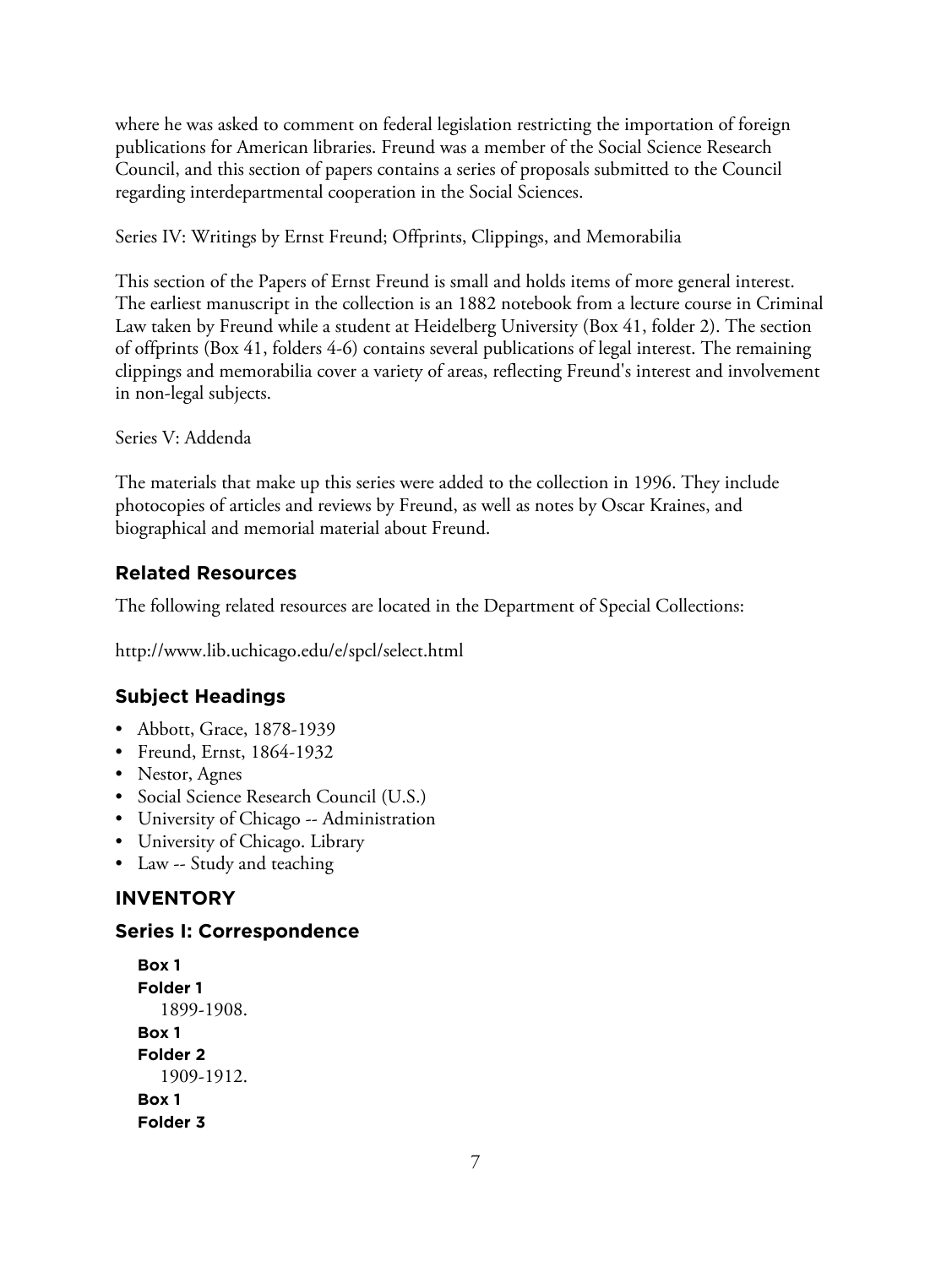where he was asked to comment on federal legislation restricting the importation of foreign publications for American libraries. Freund was a member of the Social Science Research Council, and this section of papers contains a series of proposals submitted to the Council regarding interdepartmental cooperation in the Social Sciences.

Series IV: Writings by Ernst Freund; Offprints, Clippings, and Memorabilia

This section of the Papers of Ernst Freund is small and holds items of more general interest. The earliest manuscript in the collection is an 1882 notebook from a lecture course in Criminal Law taken by Freund while a student at Heidelberg University (Box 41, folder 2). The section of offprints (Box 41, folders 4-6) contains several publications of legal interest. The remaining clippings and memorabilia cover a variety of areas, reflecting Freund's interest and involvement in non-legal subjects.

Series V: Addenda

The materials that make up this series were added to the collection in 1996. They include photocopies of articles and reviews by Freund, as well as notes by Oscar Kraines, and biographical and memorial material about Freund.

## Related Resources

The following related resources are located in the Department of Special Collections:

http://www.lib.uchicago.edu/e/spcl/select.html

## Subject Headings

- Abbott, Grace, 1878-1939
- Freund, Ernst, 1864-1932
- Nestor, Agnes
- Social Science Research Council (U.S.)
- University of Chicago -- Administration
- University of Chicago. Library
- Law -- Study and teaching

## INVENTORY

### Series I: Correspondence

**Box 1**
**Folder 1**
1899-1908.

**Box 1**
**Folder 2**
1909-1912.

**Box 1**
**Folder 3**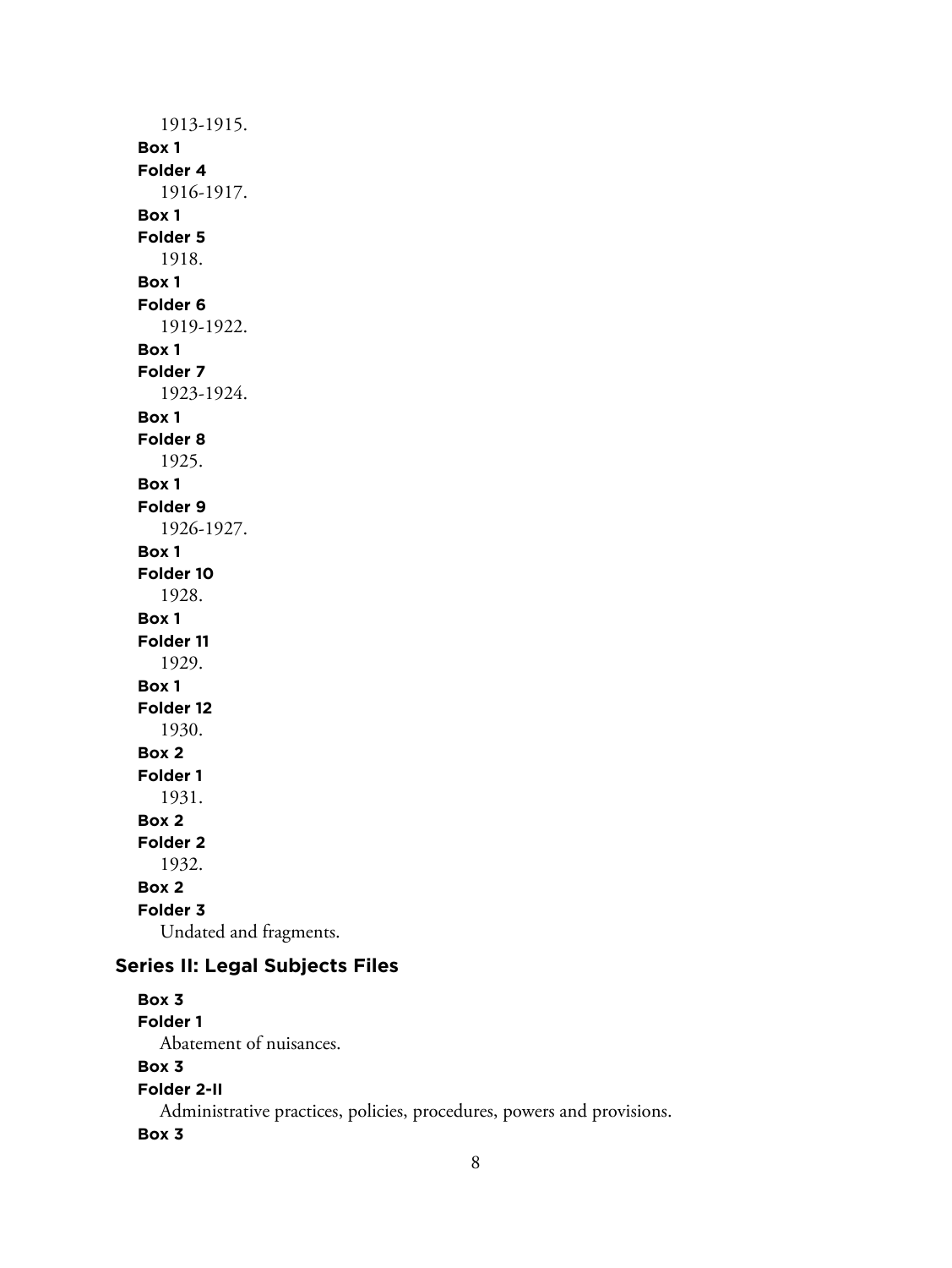1913-1915.

**Box 1**
**Folder 4**
1916-1917.

**Box 1**
**Folder 5**
1918.

**Box 1**
**Folder 6**
1919-1922.

**Box 1**
**Folder 7**
1923-1924.

**Box 1**
**Folder 8**
1925.

**Box 1**
**Folder 9**
1926-1927.

**Box 1**
**Folder 10**
1928.

**Box 1**
**Folder 11**
1929.

**Box 1**
**Folder 12**
1930.

**Box 2**
**Folder 1**
1931.

**Box 2**
**Folder 2**
1932.

**Box 2**
**Folder 3**
Undated and fragments.

## Series II: Legal Subjects Files

**Box 3**
**Folder 1**
Abatement of nuisances.

**Box 3**
**Folder 2-II**
Administrative practices, policies, procedures, powers and provisions.

**Box 3**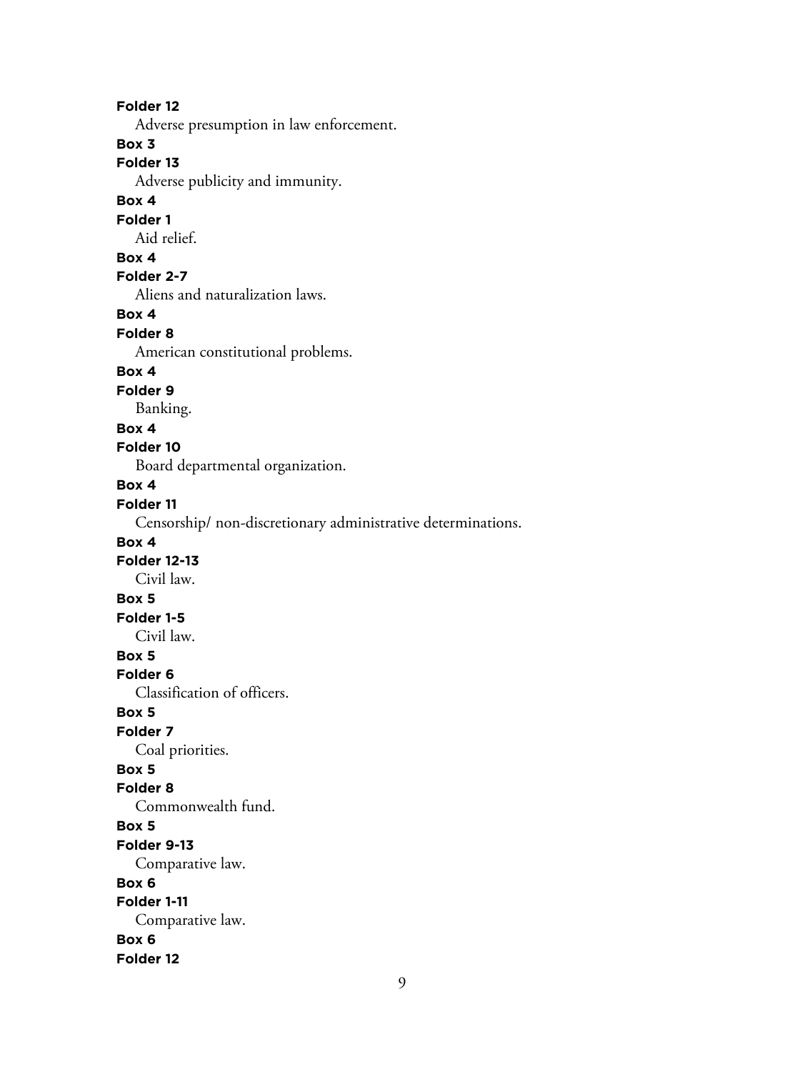**Folder 12**

Adverse presumption in law enforcement.

**Box 3**

**Folder 13**

Adverse publicity and immunity.

**Box 4**

**Folder 1**

Aid relief.

**Box 4**

**Folder 2-7**

Aliens and naturalization laws.

**Box 4**

**Folder 8**

American constitutional problems.

**Box 4**

**Folder 9**

Banking.

**Box 4**

**Folder 10**

Board departmental organization.

**Box 4**

**Folder 11**

Censorship/ non-discretionary administrative determinations.

**Box 4**

**Folder 12-13**

Civil law.

**Box 5**

**Folder 1-5**

Civil law.

**Box 5**

**Folder 6**

Classification of officers.

**Box 5**

**Folder 7**

Coal priorities.

**Box 5**

**Folder 8**

Commonwealth fund.

**Box 5**

**Folder 9-13**

Comparative law.

**Box 6**

**Folder 1-11**

Comparative law.

**Box 6**

**Folder 12**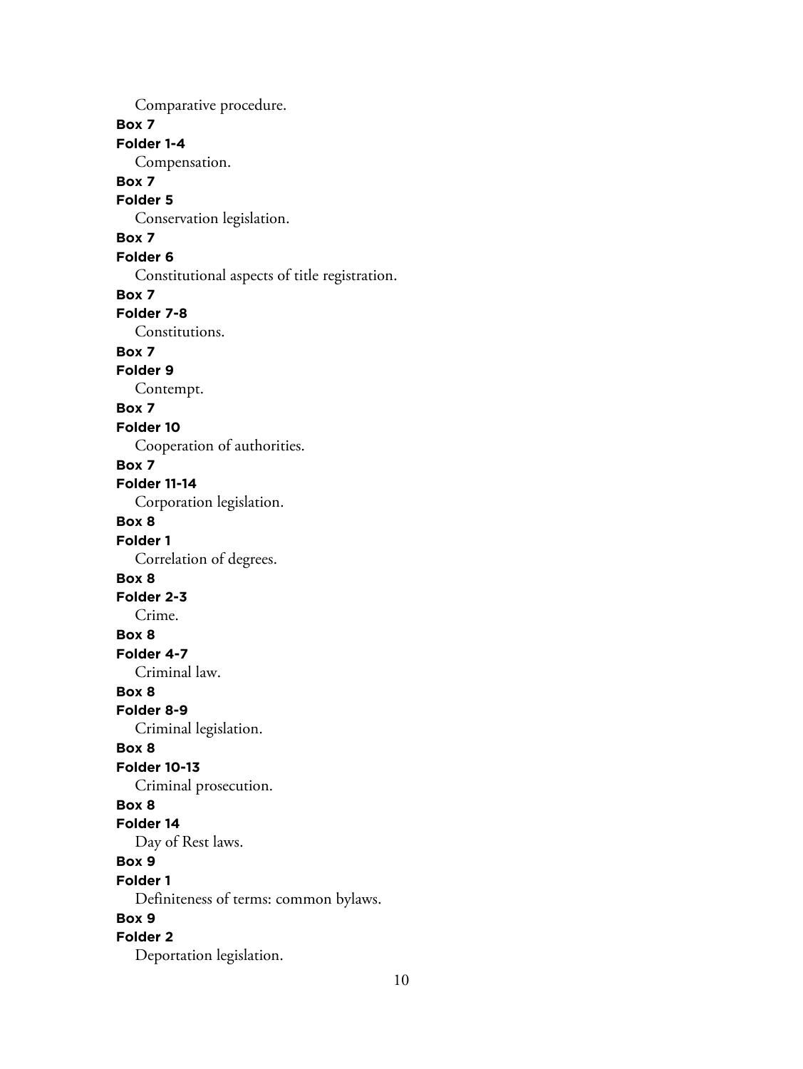Comparative procedure.

**Box 7**

**Folder 1-4**

Compensation.

**Box 7**

**Folder 5**

Conservation legislation.

**Box 7**

**Folder 6**

Constitutional aspects of title registration.

**Box 7**

**Folder 7-8**

Constitutions.

**Box 7**

**Folder 9**

Contempt.

**Box 7**

**Folder 10**

Cooperation of authorities.

**Box 7**

**Folder 11-14**

Corporation legislation.

**Box 8**

**Folder 1**

Correlation of degrees.

**Box 8**

**Folder 2-3**

Crime.

**Box 8**

**Folder 4-7**

Criminal law.

**Box 8**

**Folder 8-9**

Criminal legislation.

**Box 8**

**Folder 10-13**

Criminal prosecution.

**Box 8**

**Folder 14**

Day of Rest laws.

**Box 9**

**Folder 1**

Definiteness of terms: common bylaws.

**Box 9**

**Folder 2**

Deportation legislation.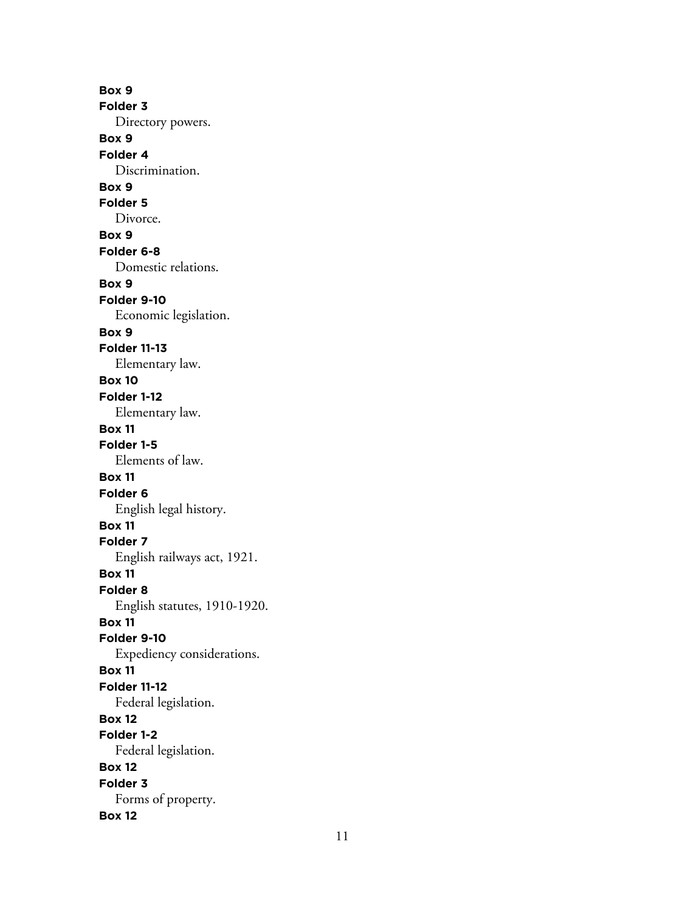**Box 9**
**Folder 3**
Directory powers.
**Box 9**
**Folder 4**
Discrimination.
**Box 9**
**Folder 5**
Divorce.
**Box 9**
**Folder 6-8**
Domestic relations.
**Box 9**
**Folder 9-10**
Economic legislation.
**Box 9**
**Folder 11-13**
Elementary law.
**Box 10**
**Folder 1-12**
Elementary law.
**Box 11**
**Folder 1-5**
Elements of law.
**Box 11**
**Folder 6**
English legal history.
**Box 11**
**Folder 7**
English railways act, 1921.
**Box 11**
**Folder 8**
English statutes, 1910-1920.
**Box 11**
**Folder 9-10**
Expediency considerations.
**Box 11**
**Folder 11-12**
Federal legislation.
**Box 12**
**Folder 1-2**
Federal legislation.
**Box 12**
**Folder 3**
Forms of property.
**Box 12**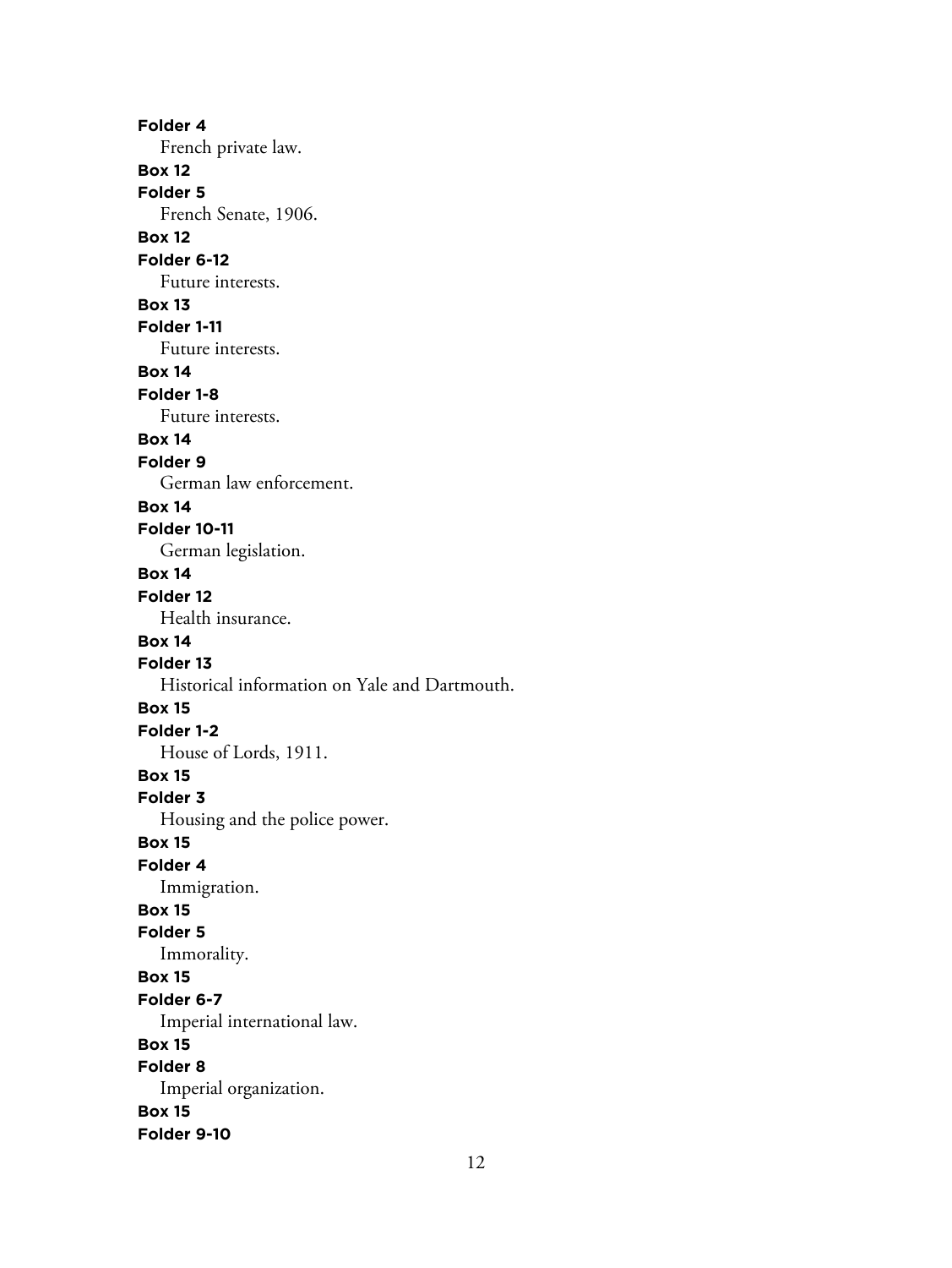**Folder 4**
French private law.
**Box 12**
**Folder 5**
French Senate, 1906.
**Box 12**
**Folder 6-12**
Future interests.
**Box 13**
**Folder 1-11**
Future interests.
**Box 14**
**Folder 1-8**
Future interests.
**Box 14**
**Folder 9**
German law enforcement.
**Box 14**
**Folder 10-11**
German legislation.
**Box 14**
**Folder 12**
Health insurance.
**Box 14**
**Folder 13**
Historical information on Yale and Dartmouth.
**Box 15**
**Folder 1-2**
House of Lords, 1911.
**Box 15**
**Folder 3**
Housing and the police power.
**Box 15**
**Folder 4**
Immigration.
**Box 15**
**Folder 5**
Immorality.
**Box 15**
**Folder 6-7**
Imperial international law.
**Box 15**
**Folder 8**
Imperial organization.
**Box 15**
**Folder 9-10**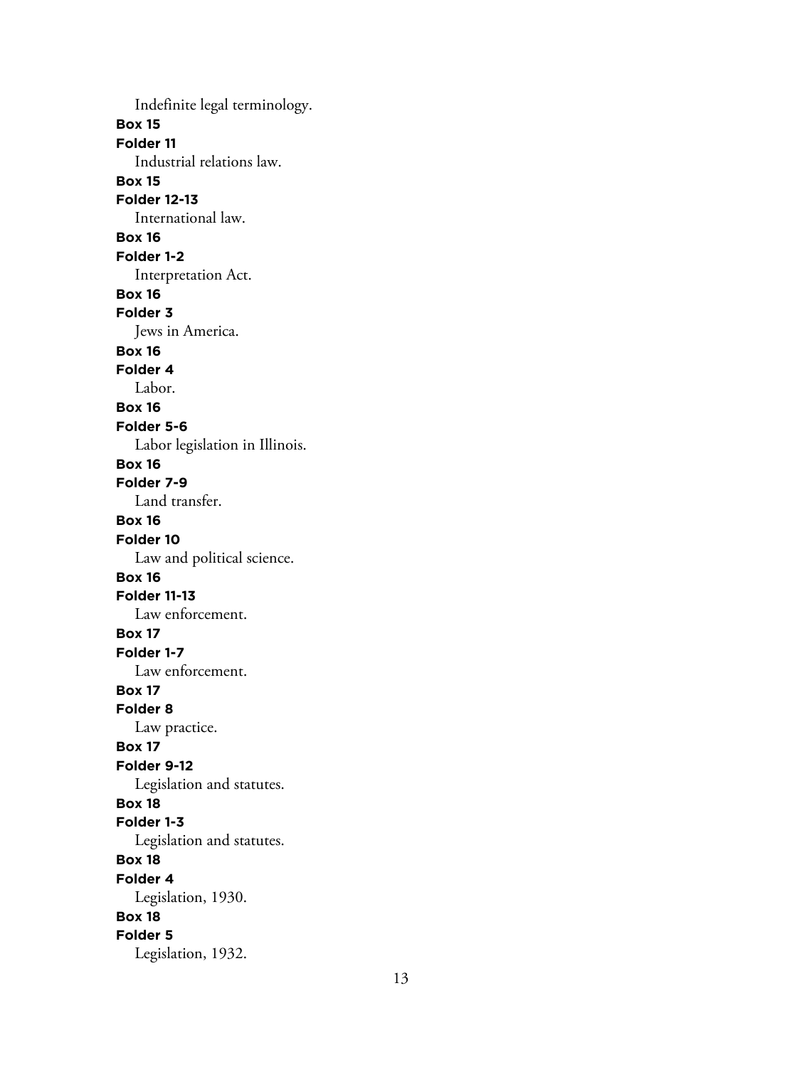Indefinite legal terminology.

**Box 15**

**Folder 11**

Industrial relations law.

**Box 15**

**Folder 12-13**

International law.

**Box 16**

**Folder 1-2**

Interpretation Act.

**Box 16**

**Folder 3**

Jews in America.

**Box 16**

**Folder 4**

Labor.

**Box 16**

**Folder 5-6**

Labor legislation in Illinois.

**Box 16**

**Folder 7-9**

Land transfer.

**Box 16**

**Folder 10**

Law and political science.

**Box 16**

**Folder 11-13**

Law enforcement.

**Box 17**

**Folder 1-7**

Law enforcement.

**Box 17**

**Folder 8**

Law practice.

**Box 17**

**Folder 9-12**

Legislation and statutes.

**Box 18**

**Folder 1-3**

Legislation and statutes.

**Box 18**

**Folder 4**

Legislation, 1930.

**Box 18**

**Folder 5**

Legislation, 1932.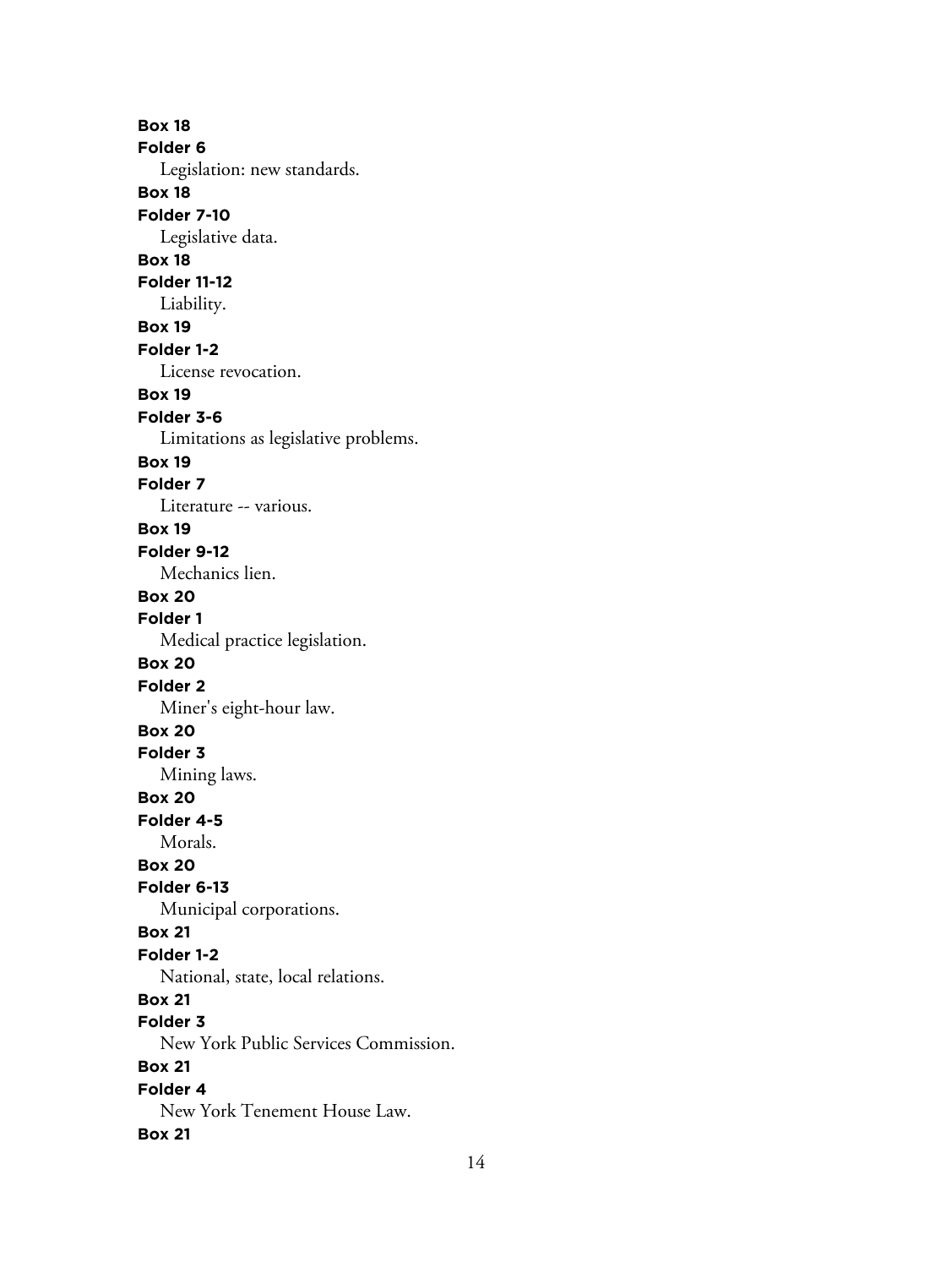**Box 18**
**Folder 6**
Legislation: new standards.
**Box 18**
**Folder 7-10**
Legislative data.
**Box 18**
**Folder 11-12**
Liability.
**Box 19**
**Folder 1-2**
License revocation.
**Box 19**
**Folder 3-6**
Limitations as legislative problems.
**Box 19**
**Folder 7**
Literature -- various.
**Box 19**
**Folder 9-12**
Mechanics lien.
**Box 20**
**Folder 1**
Medical practice legislation.
**Box 20**
**Folder 2**
Miner's eight-hour law.
**Box 20**
**Folder 3**
Mining laws.
**Box 20**
**Folder 4-5**
Morals.
**Box 20**
**Folder 6-13**
Municipal corporations.
**Box 21**
**Folder 1-2**
National, state, local relations.
**Box 21**
**Folder 3**
New York Public Services Commission.
**Box 21**
**Folder 4**
New York Tenement House Law.
**Box 21**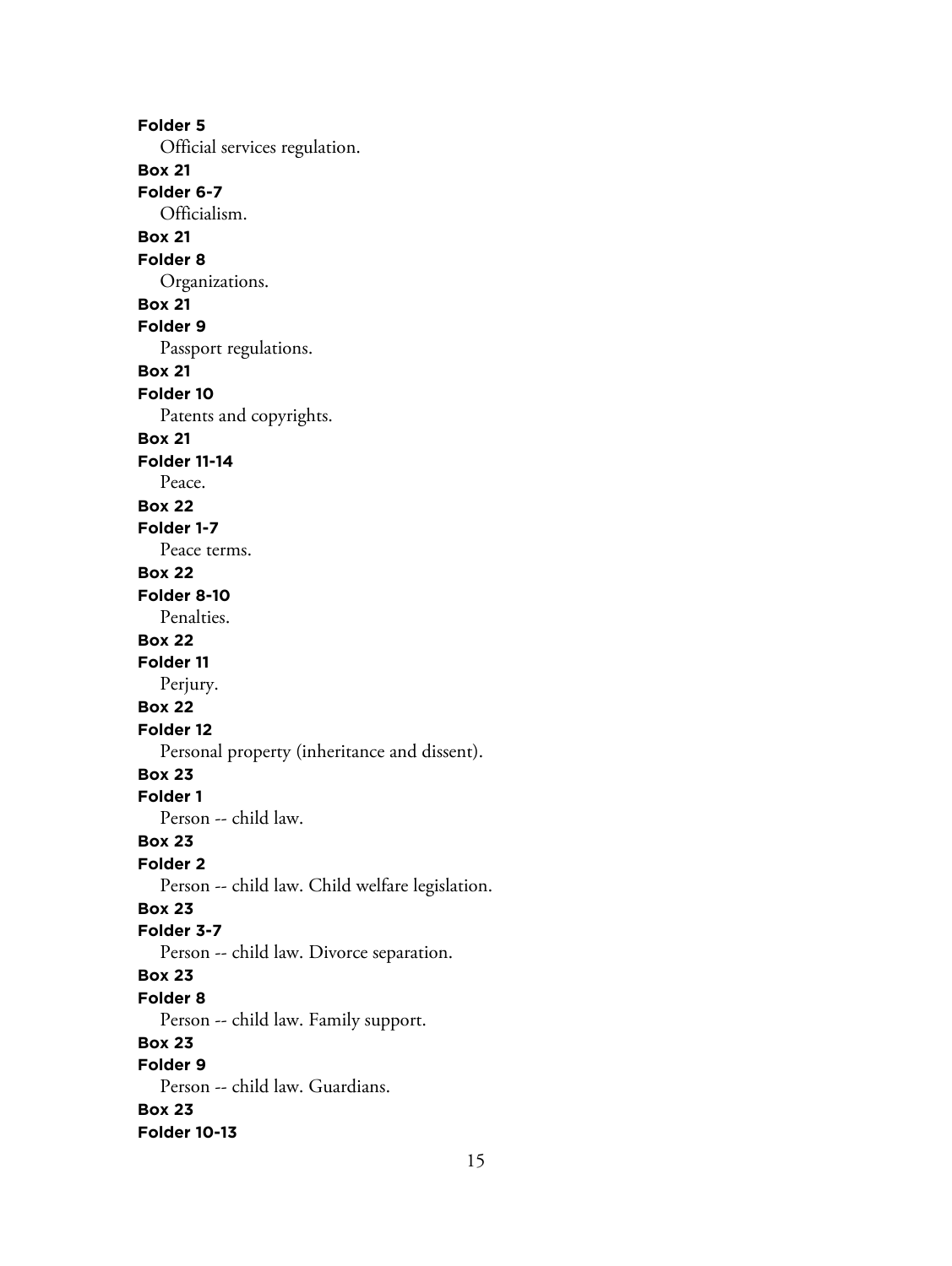**Folder 5**

Official services regulation.

**Box 21**

**Folder 6-7**

Officialism.

**Box 21**

**Folder 8**

Organizations.

**Box 21**

**Folder 9**

Passport regulations.

**Box 21**

**Folder 10**

Patents and copyrights.

**Box 21**

**Folder 11-14**

Peace.

**Box 22**

**Folder 1-7**

Peace terms.

**Box 22**

**Folder 8-10**

Penalties.

**Box 22**

**Folder 11**

Perjury.

**Box 22**

**Folder 12**

Personal property (inheritance and dissent).

**Box 23**

**Folder 1**

Person -- child law.

**Box 23**

**Folder 2**

Person -- child law. Child welfare legislation.

**Box 23**

**Folder 3-7**

Person -- child law. Divorce separation.

**Box 23**

**Folder 8**

Person -- child law. Family support.

**Box 23**

**Folder 9**

Person -- child law. Guardians.

**Box 23**

**Folder 10-13**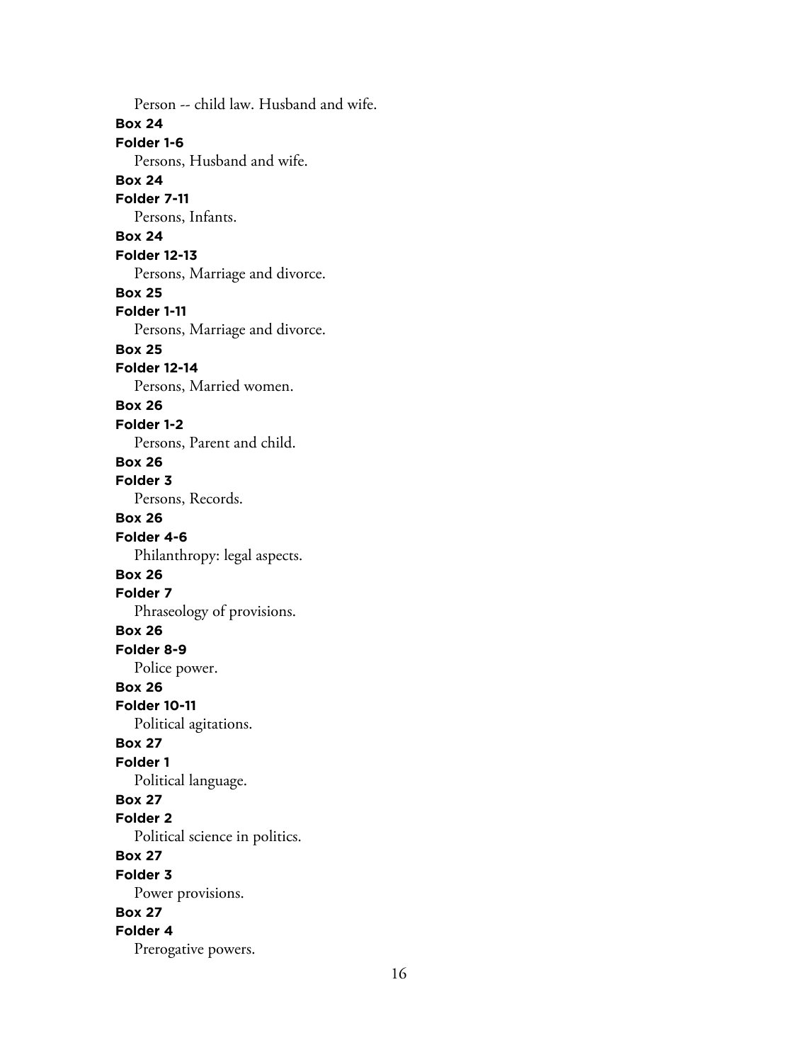Person -- child law. Husband and wife.

**Box 24**

**Folder 1-6**

Persons, Husband and wife.

**Box 24**

**Folder 7-11**

Persons, Infants.

**Box 24**

**Folder 12-13**

Persons, Marriage and divorce.

**Box 25**

**Folder 1-11**

Persons, Marriage and divorce.

**Box 25**

**Folder 12-14**

Persons, Married women.

**Box 26**

**Folder 1-2**

Persons, Parent and child.

**Box 26**

**Folder 3**

Persons, Records.

**Box 26**

**Folder 4-6**

Philanthropy: legal aspects.

**Box 26**

**Folder 7**

Phraseology of provisions.

**Box 26**

**Folder 8-9**

Police power.

**Box 26**

**Folder 10-11**

Political agitations.

**Box 27**

**Folder 1**

Political language.

**Box 27**

**Folder 2**

Political science in politics.

**Box 27**

**Folder 3**

Power provisions.

**Box 27**

**Folder 4**

Prerogative powers.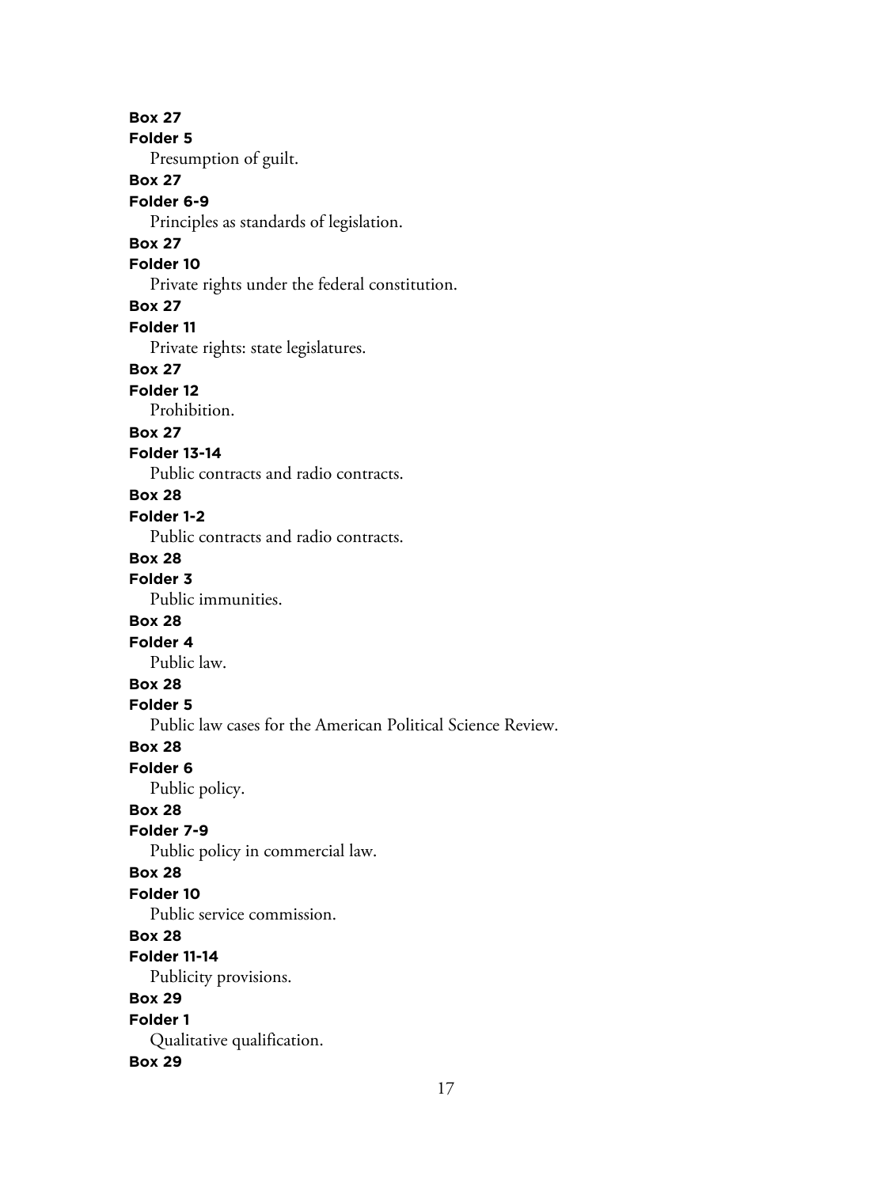**Box 27**

**Folder 5**

Presumption of guilt.

**Box 27**

**Folder 6-9**

Principles as standards of legislation.

**Box 27**

**Folder 10**

Private rights under the federal constitution.

**Box 27**

**Folder 11**

Private rights: state legislatures.

**Box 27**

**Folder 12**

Prohibition.

**Box 27**

**Folder 13-14**

Public contracts and radio contracts.

**Box 28**

**Folder 1-2**

Public contracts and radio contracts.

**Box 28**

**Folder 3**

Public immunities.

**Box 28**

**Folder 4**

Public law.

**Box 28**

**Folder 5**

Public law cases for the American Political Science Review.

**Box 28**

**Folder 6**

Public policy.

**Box 28**

**Folder 7-9**

Public policy in commercial law.

**Box 28**

**Folder 10**

Public service commission.

**Box 28**

**Folder 11-14**

Publicity provisions.

**Box 29**

**Folder 1**

Qualitative qualification.

**Box 29**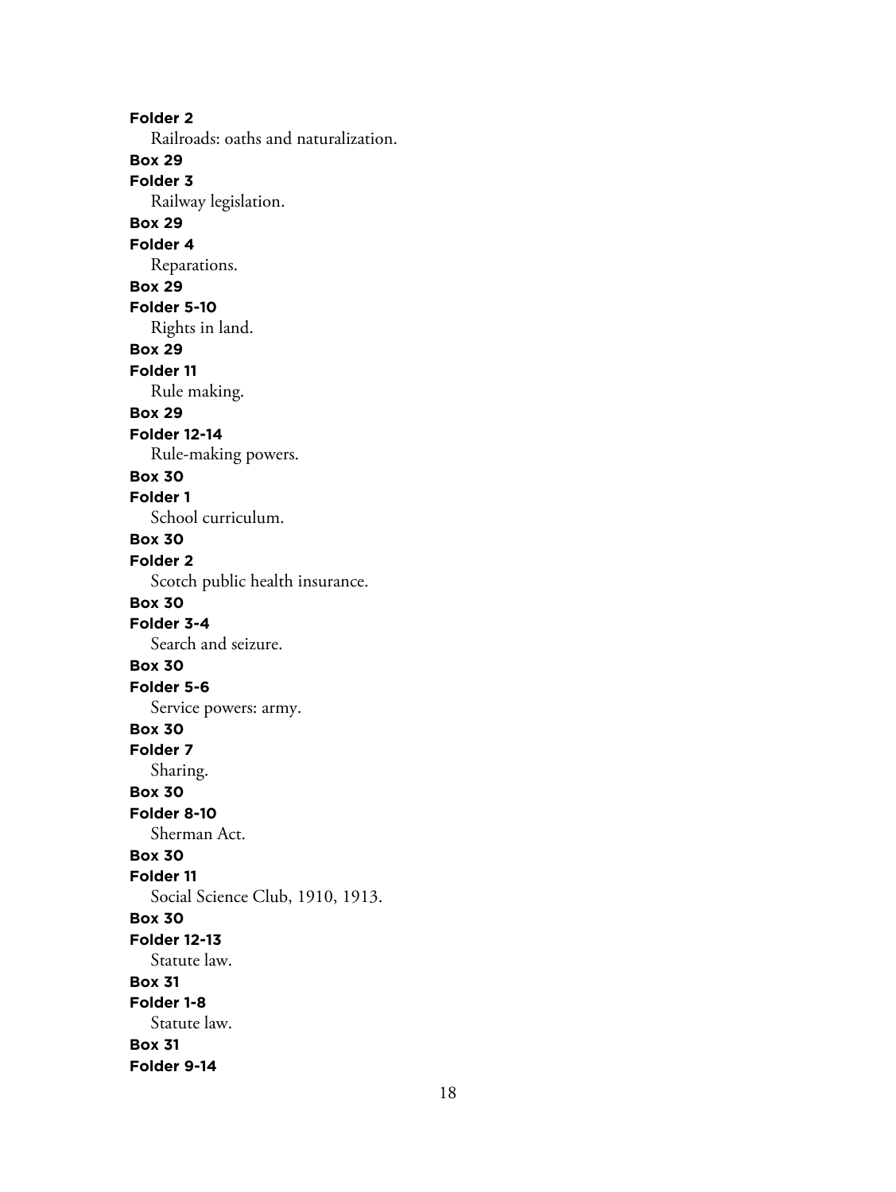**Folder 2**

Railroads: oaths and naturalization.

**Box 29**

**Folder 3**

Railway legislation.

**Box 29**

**Folder 4**

Reparations.

**Box 29**

**Folder 5-10**

Rights in land.

**Box 29**

**Folder 11**

Rule making.

**Box 29**

**Folder 12-14**

Rule-making powers.

**Box 30**

**Folder 1**

School curriculum.

**Box 30**

**Folder 2**

Scotch public health insurance.

**Box 30**

**Folder 3-4**

Search and seizure.

**Box 30**

**Folder 5-6**

Service powers: army.

**Box 30**

**Folder 7**

Sharing.

**Box 30**

**Folder 8-10**

Sherman Act.

**Box 30**

**Folder 11**

Social Science Club, 1910, 1913.

**Box 30**

**Folder 12-13**

Statute law.

**Box 31**

**Folder 1-8**

Statute law.

**Box 31**

**Folder 9-14**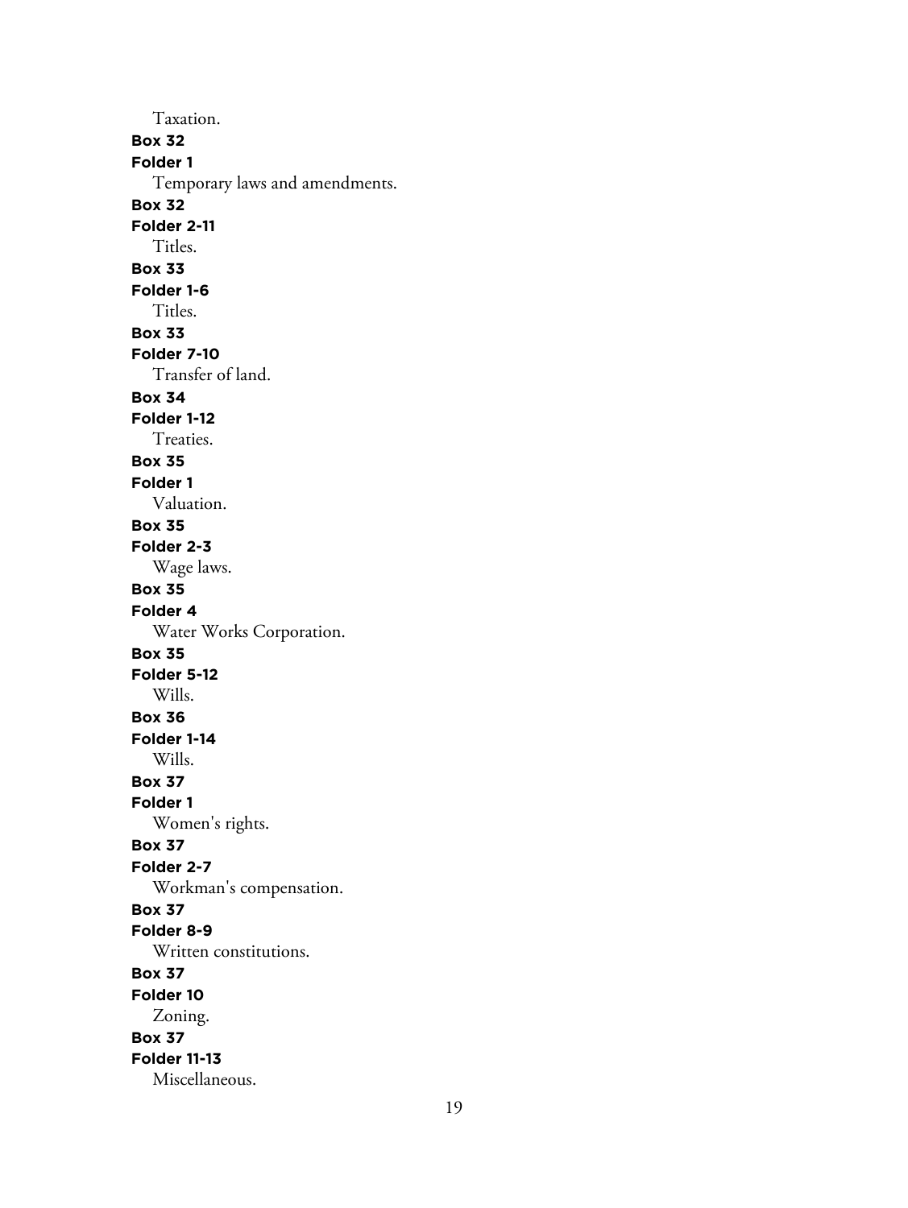Taxation.

**Box 32**
**Folder 1**
Temporary laws and amendments.

**Box 32**
**Folder 2-11**
Titles.

**Box 33**
**Folder 1-6**
Titles.

**Box 33**
**Folder 7-10**
Transfer of land.

**Box 34**
**Folder 1-12**
Treaties.

**Box 35**
**Folder 1**
Valuation.

**Box 35**
**Folder 2-3**
Wage laws.

**Box 35**
**Folder 4**
Water Works Corporation.

**Box 35**
**Folder 5-12**
Wills.

**Box 36**
**Folder 1-14**
Wills.

**Box 37**
**Folder 1**
Women's rights.

**Box 37**
**Folder 2-7**
Workman's compensation.

**Box 37**
**Folder 8-9**
Written constitutions.

**Box 37**
**Folder 10**
Zoning.

**Box 37**
**Folder 11-13**
Miscellaneous.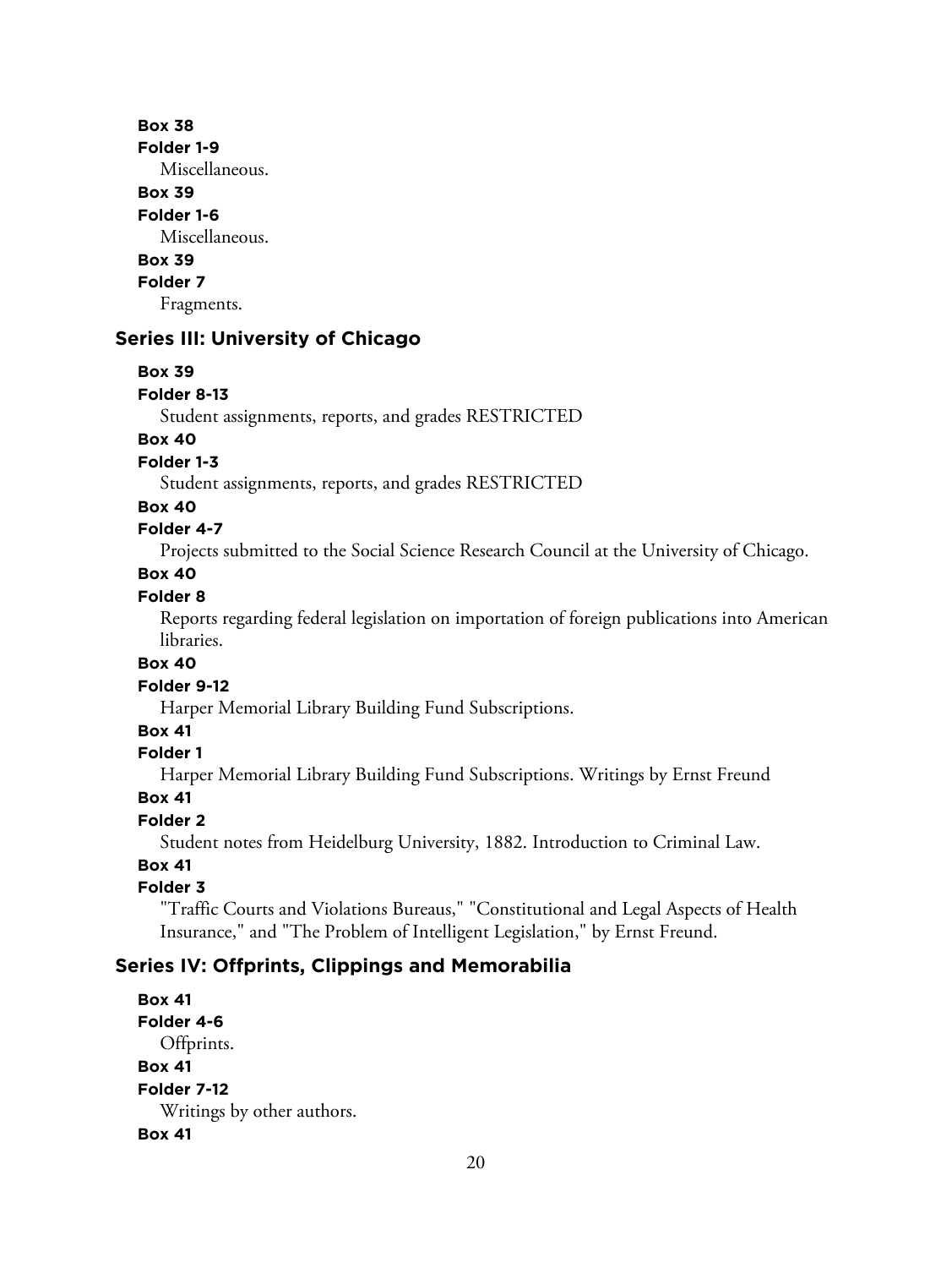**Box 38**

**Folder 1-9**

Miscellaneous.

**Box 39**

**Folder 1-6**

Miscellaneous.

**Box 39**

**Folder 7**

Fragments.

## Series III: University of Chicago

**Box 39**

**Folder 8-13**

Student assignments, reports, and grades RESTRICTED

**Box 40**

**Folder 1-3**

Student assignments, reports, and grades RESTRICTED

**Box 40**

**Folder 4-7**

Projects submitted to the Social Science Research Council at the University of Chicago.

**Box 40**

**Folder 8**

Reports regarding federal legislation on importation of foreign publications into American libraries.

**Box 40**

**Folder 9-12**

Harper Memorial Library Building Fund Subscriptions.

**Box 41**

**Folder 1**

Harper Memorial Library Building Fund Subscriptions. Writings by Ernst Freund

**Box 41**

**Folder 2**

Student notes from Heidelburg University, 1882. Introduction to Criminal Law.

**Box 41**

**Folder 3**

"Traffic Courts and Violations Bureaus," "Constitutional and Legal Aspects of Health Insurance," and "The Problem of Intelligent Legislation," by Ernst Freund.

## Series IV: Offprints, Clippings and Memorabilia

**Box 41**

**Folder 4-6**

Offprints.

**Box 41**

**Folder 7-12**

Writings by other authors.

**Box 41**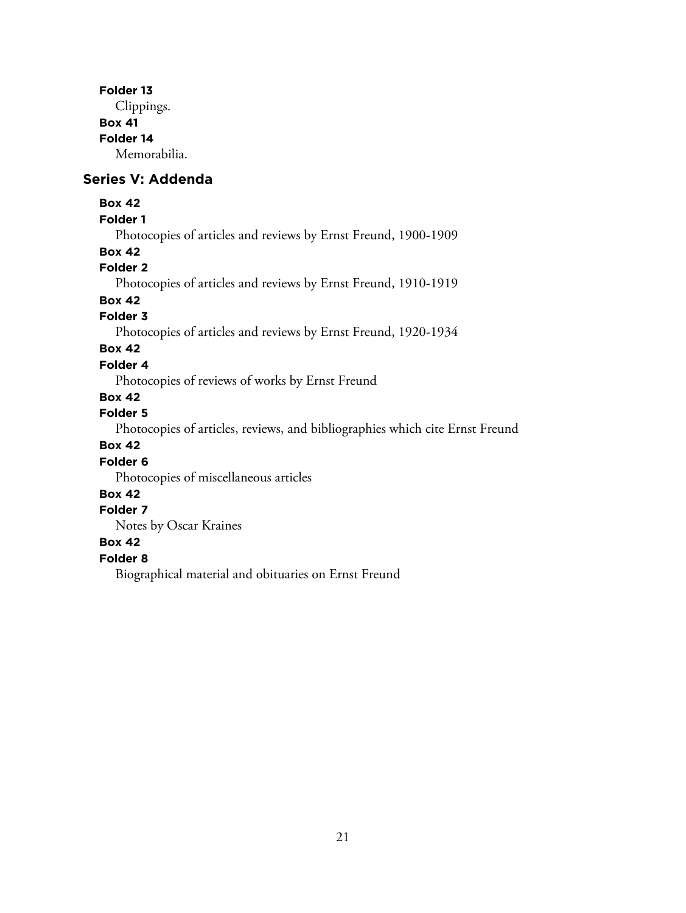**Folder 13**

Clippings.

**Box 41**

**Folder 14**

Memorabilia.

## Series V: Addenda

**Box 42**

**Folder 1**

Photocopies of articles and reviews by Ernst Freund, 1900-1909

**Box 42**

**Folder 2**

Photocopies of articles and reviews by Ernst Freund, 1910-1919

**Box 42**

**Folder 3**

Photocopies of articles and reviews by Ernst Freund, 1920-1934

**Box 42**

**Folder 4**

Photocopies of reviews of works by Ernst Freund

**Box 42**

**Folder 5**

Photocopies of articles, reviews, and bibliographies which cite Ernst Freund

**Box 42**

**Folder 6**

Photocopies of miscellaneous articles

**Box 42**

**Folder 7**

Notes by Oscar Kraines

**Box 42**

**Folder 8**

Biographical material and obituaries on Ernst Freund